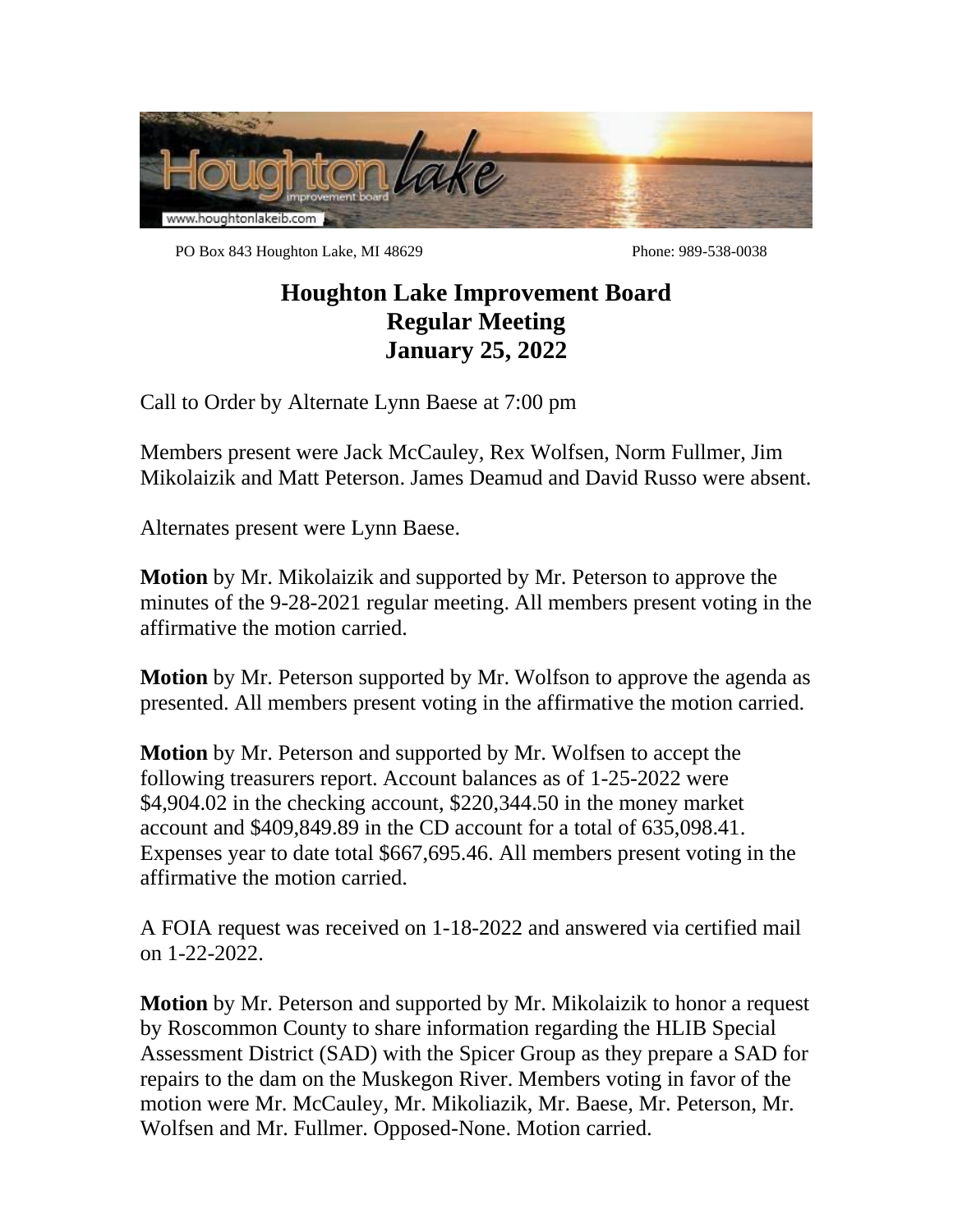PO Box 843 Houghton Lake, MI 48629 Phone: 989-538-0038

# Houghton Lake Improvement Board
# Regular Meeting
# January 25, 2022

Call to Order by Alternate Lynn Baese at 7:00 pm

Members present were Jack McCauley, Rex Wolfsen, Norm Fullmer, Jim Mikolaizik and Matt Peterson. James Deamud and David Russo were absent.

Alternates present were Lynn Baese.

**Motion** by Mr. Mikolaizik and supported by Mr. Peterson to approve the minutes of the 9-28-2021 regular meeting. All members present voting in the affirmative the motion carried.

**Motion** by Mr. Peterson supported by Mr. Wolfson to approve the agenda as presented. All members present voting in the affirmative the motion carried.

**Motion** by Mr. Peterson and supported by Mr. Wolfsen to accept the following treasurers report. Account balances as of 1-25-2022 were $4,904.02 in the checking account, $220,344.50 in the money market account and $409,849.89 in the CD account for a total of 635,098.41. Expenses year to date total $667,695.46. All members present voting in the affirmative the motion carried.

A FOIA request was received on 1-18-2022 and answered via certified mail on 1-22-2022.

**Motion** by Mr. Peterson and supported by Mr. Mikolaizik to honor a request by Roscommon County to share information regarding the HLIB Special Assessment District (SAD) with the Spicer Group as they prepare a SAD for repairs to the dam on the Muskegon River. Members voting in favor of the motion were Mr. McCauley, Mr. Mikoliazik, Mr. Baese, Mr. Peterson, Mr. Wolfsen and Mr. Fullmer. Opposed-None. Motion carried.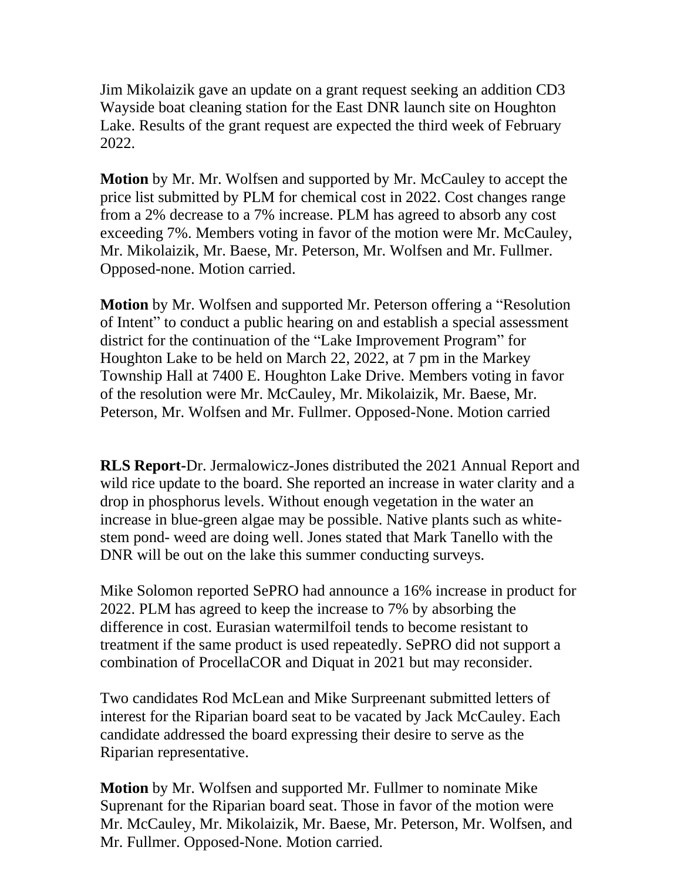Jim Mikolaizik gave an update on a grant request seeking an addition CD3 Wayside boat cleaning station for the East DNR launch site on Houghton Lake. Results of the grant request are expected the third week of February 2022.

**Motion** by Mr. Mr. Wolfsen and supported by Mr. McCauley to accept the price list submitted by PLM for chemical cost in 2022. Cost changes range from a 2% decrease to a 7% increase. PLM has agreed to absorb any cost exceeding 7%. Members voting in favor of the motion were Mr. McCauley, Mr. Mikolaizik, Mr. Baese, Mr. Peterson, Mr. Wolfsen and Mr. Fullmer. Opposed-none. Motion carried.

**Motion** by Mr. Wolfsen and supported Mr. Peterson offering a "Resolution of Intent" to conduct a public hearing on and establish a special assessment district for the continuation of the "Lake Improvement Program" for Houghton Lake to be held on March 22, 2022, at 7 pm in the Markey Township Hall at 7400 E. Houghton Lake Drive. Members voting in favor of the resolution were Mr. McCauley, Mr. Mikolaizik, Mr. Baese, Mr. Peterson, Mr. Wolfsen and Mr. Fullmer. Opposed-None. Motion carried

**RLS Report**-Dr. Jermalowicz-Jones distributed the 2021 Annual Report and wild rice update to the board. She reported an increase in water clarity and a drop in phosphorus levels. Without enough vegetation in the water an increase in blue-green algae may be possible. Native plants such as white-stem pond- weed are doing well. Jones stated that Mark Tanello with the DNR will be out on the lake this summer conducting surveys.

Mike Solomon reported SePRO had announce a 16% increase in product for 2022. PLM has agreed to keep the increase to 7% by absorbing the difference in cost. Eurasian watermilfoil tends to become resistant to treatment if the same product is used repeatedly. SePRO did not support a combination of ProcellaCOR and Diquat in 2021 but may reconsider.

Two candidates Rod McLean and Mike Surpreenant submitted letters of interest for the Riparian board seat to be vacated by Jack McCauley. Each candidate addressed the board expressing their desire to serve as the Riparian representative.

**Motion** by Mr. Wolfsen and supported Mr. Fullmer to nominate Mike Suprenant for the Riparian board seat. Those in favor of the motion were Mr. McCauley, Mr. Mikolaizik, Mr. Baese, Mr. Peterson, Mr. Wolfsen, and Mr. Fullmer. Opposed-None. Motion carried.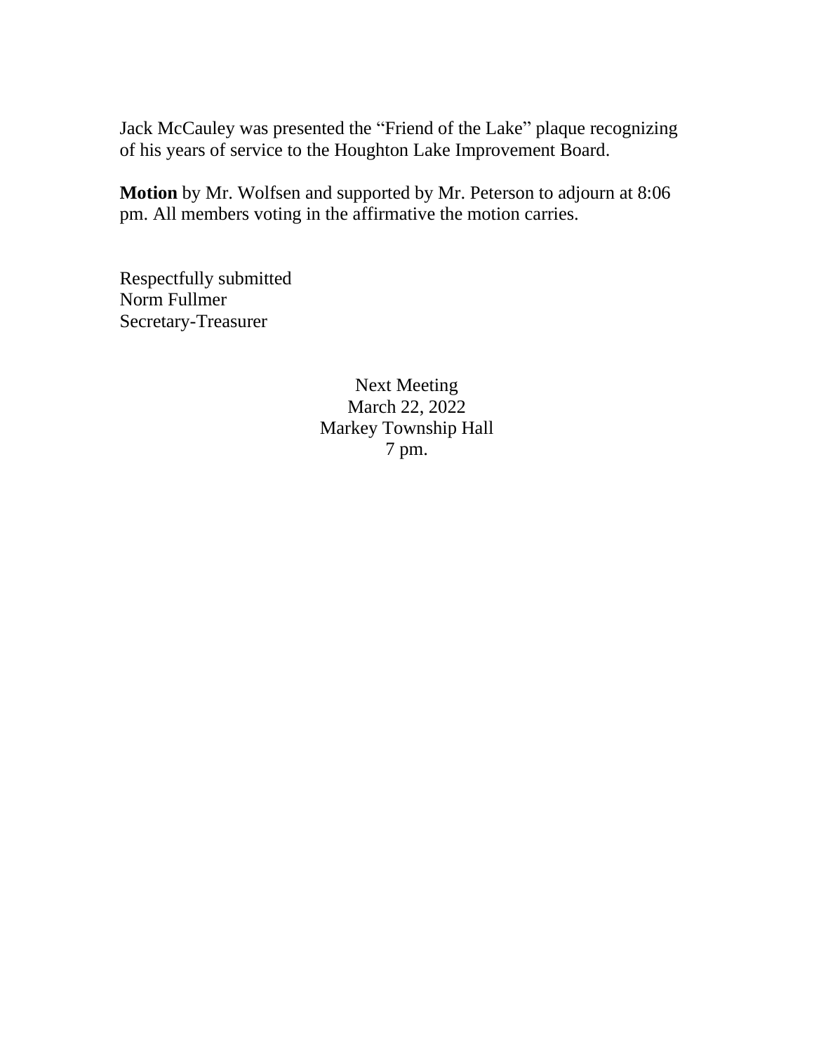Jack McCauley was presented the "Friend of the Lake" plaque recognizing of his years of service to the Houghton Lake Improvement Board.

**Motion** by Mr. Wolfsen and supported by Mr. Peterson to adjourn at 8:06 pm. All members voting in the affirmative the motion carries.

Respectfully submitted  
Norm Fullmer  
Secretary-Treasurer

Next Meeting  
March 22, 2022  
Markey Township Hall  
7 pm.